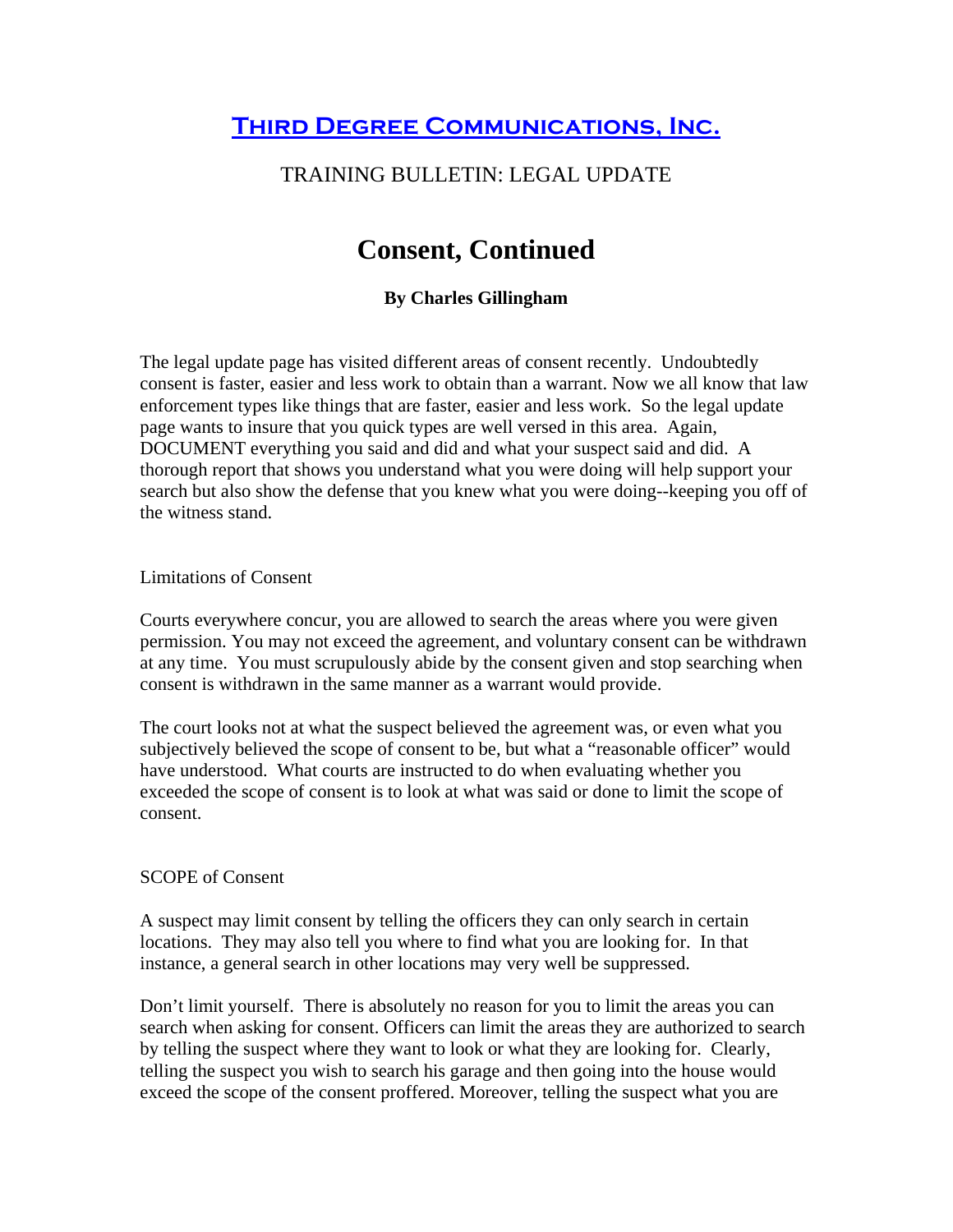# [Third Degree Communications, Inc.]

TRAINING BULLETIN: LEGAL UPDATE

## Consent, Continued

**By Charles Gillingham**

The legal update page has visited different areas of consent recently. Undoubtedly consent is faster, easier and less work to obtain than a warrant. Now we all know that law enforcement types like things that are faster, easier and less work. So the legal update page wants to insure that you quick types are well versed in this area. Again, DOCUMENT everything you said and did and what your suspect said and did. A thorough report that shows you understand what you were doing will help support your search but also show the defense that you knew what you were doing--keeping you off of the witness stand.

Limitations of Consent

Courts everywhere concur, you are allowed to search the areas where you were given permission. You may not exceed the agreement, and voluntary consent can be withdrawn at any time. You must scrupulously abide by the consent given and stop searching when consent is withdrawn in the same manner as a warrant would provide.

The court looks not at what the suspect believed the agreement was, or even what you subjectively believed the scope of consent to be, but what a "reasonable officer" would have understood. What courts are instructed to do when evaluating whether you exceeded the scope of consent is to look at what was said or done to limit the scope of consent.

SCOPE of Consent

A suspect may limit consent by telling the officers they can only search in certain locations. They may also tell you where to find what you are looking for. In that instance, a general search in other locations may very well be suppressed.

Don't limit yourself. There is absolutely no reason for you to limit the areas you can search when asking for consent. Officers can limit the areas they are authorized to search by telling the suspect where they want to look or what they are looking for. Clearly, telling the suspect you wish to search his garage and then going into the house would exceed the scope of the consent proffered. Moreover, telling the suspect what you are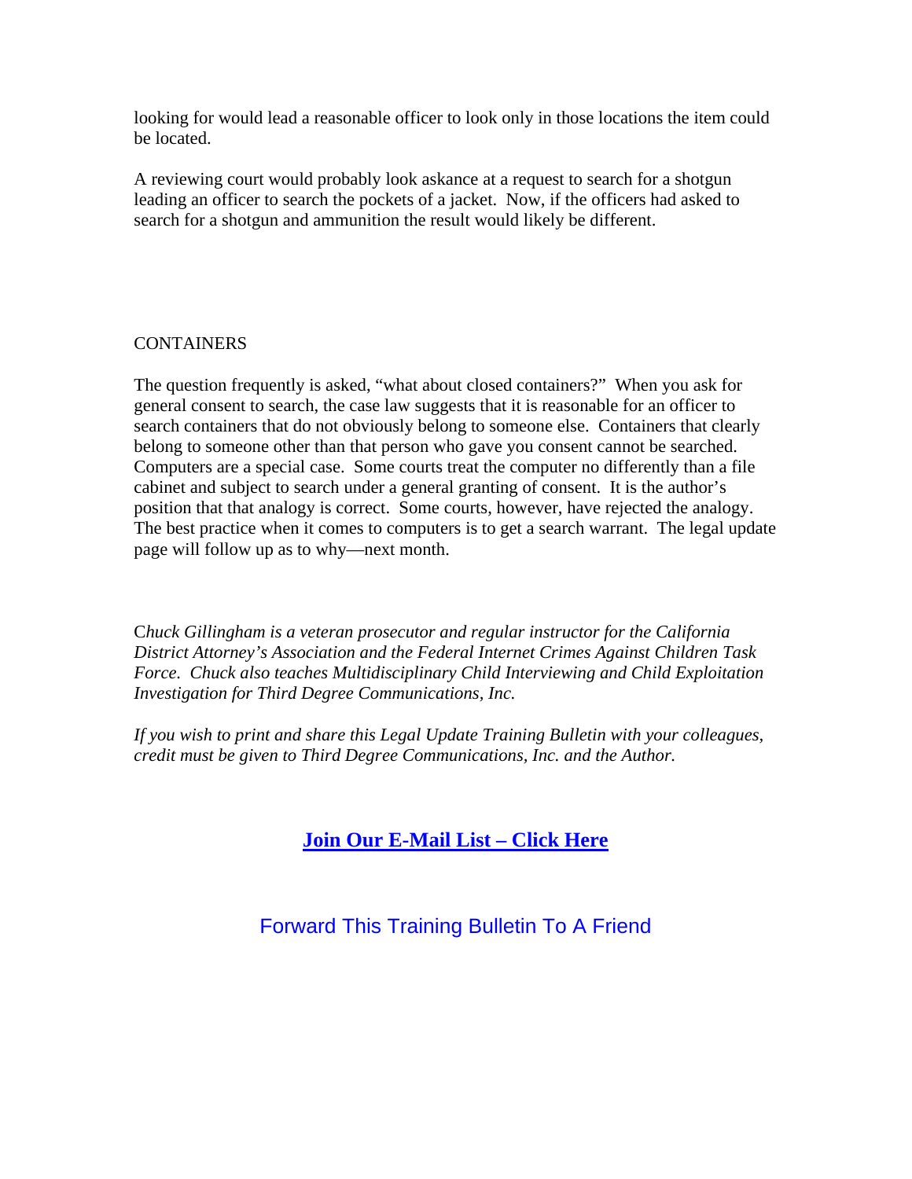looking for would lead a reasonable officer to look only in those locations the item could be located.

A reviewing court would probably look askance at a request to search for a shotgun leading an officer to search the pockets of a jacket. Now, if the officers had asked to search for a shotgun and ammunition the result would likely be different.

## CONTAINERS

The question frequently is asked, "what about closed containers?" When you ask for general consent to search, the case law suggests that it is reasonable for an officer to search containers that do not obviously belong to someone else. Containers that clearly belong to someone other than that person who gave you consent cannot be searched. Computers are a special case. Some courts treat the computer no differently than a file cabinet and subject to search under a general granting of consent. It is the author's position that that analogy is correct. Some courts, however, have rejected the analogy. The best practice when it comes to computers is to get a search warrant. The legal update page will follow up as to why—next month.

*Chuck Gillingham is a veteran prosecutor and regular instructor for the California District Attorney's Association and the Federal Internet Crimes Against Children Task Force. Chuck also teaches Multidisciplinary Child Interviewing and Child Exploitation Investigation for Third Degree Communications, Inc.*

*If you wish to print and share this Legal Update Training Bulletin with your colleagues, credit must be given to Third Degree Communications, Inc. and the Author.*

**Join Our E-Mail List – Click Here**

Forward This Training Bulletin To A Friend